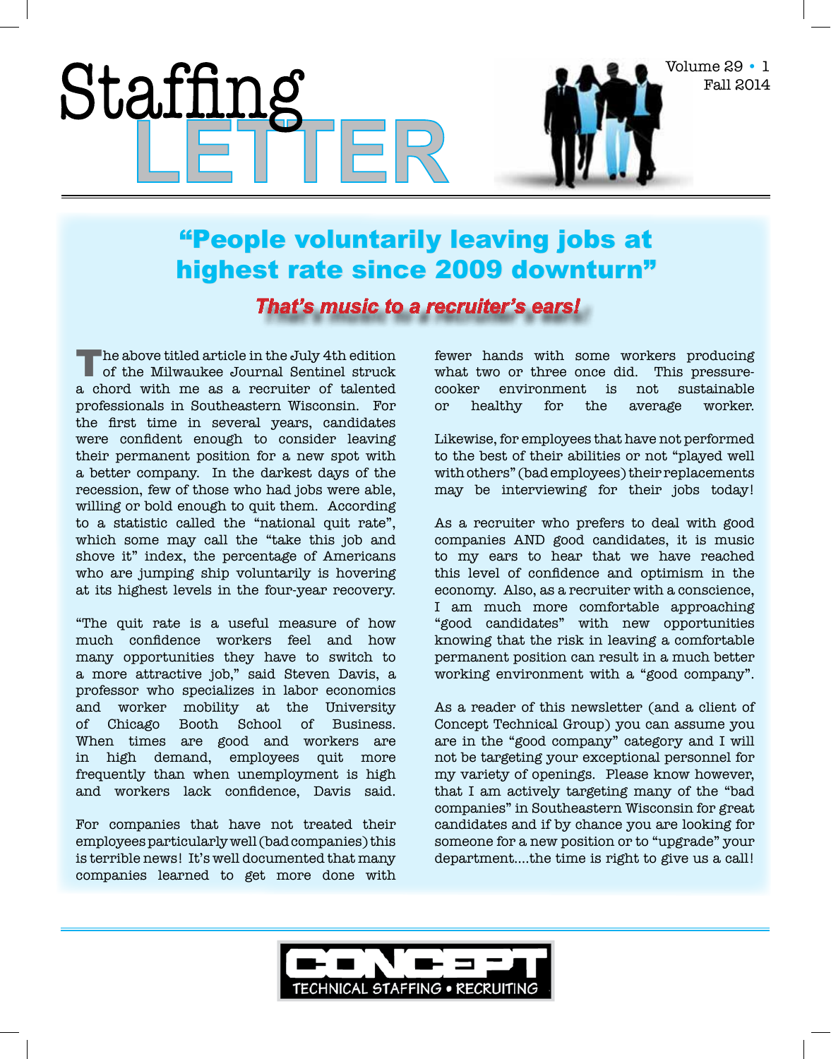# Staffing LETTER

Volume 29 • 1
Fall 2014

## "People voluntarily leaving jobs at highest rate since 2009 downturn"

### *That's music to a recruiter's ears!*

The above titled article in the July 4th edition of the Milwaukee Journal Sentinel struck a chord with me as a recruiter of talented professionals in Southeastern Wisconsin. For the first time in several years, candidates were confident enough to consider leaving their permanent position for a new spot with a better company. In the darkest days of the recession, few of those who had jobs were able, willing or bold enough to quit them. According to a statistic called the "national quit rate", which some may call the "take this job and shove it" index, the percentage of Americans who are jumping ship voluntarily is hovering at its highest levels in the four-year recovery.

"The quit rate is a useful measure of how much confidence workers feel and how many opportunities they have to switch to a more attractive job," said Steven Davis, a professor who specializes in labor economics and worker mobility at the University of Chicago Booth School of Business. When times are good and workers are in high demand, employees quit more frequently than when unemployment is high and workers lack confidence, Davis said.

For companies that have not treated their employees particularly well (bad companies) this is terrible news! It's well documented that many companies learned to get more done with fewer hands with some workers producing what two or three once did. This pressure-cooker environment is not sustainable or healthy for the average worker.

Likewise, for employees that have not performed to the best of their abilities or not "played well with others" (bad employees) their replacements may be interviewing for their jobs today!

As a recruiter who prefers to deal with good companies AND good candidates, it is music to my ears to hear that we have reached this level of confidence and optimism in the economy. Also, as a recruiter with a conscience, I am much more comfortable approaching "good candidates" with new opportunities knowing that the risk in leaving a comfortable permanent position can result in a much better working environment with a "good company".

As a reader of this newsletter (and a client of Concept Technical Group) you can assume you are in the "good company" category and I will not be targeting your exceptional personnel for my variety of openings. Please know however, that I am actively targeting many of the "bad companies" in Southeastern Wisconsin for great candidates and if by chance you are looking for someone for a new position or to "upgrade" your department....the time is right to give us a call!

CONCEPT
TECHNICAL STAFFING • RECRUITING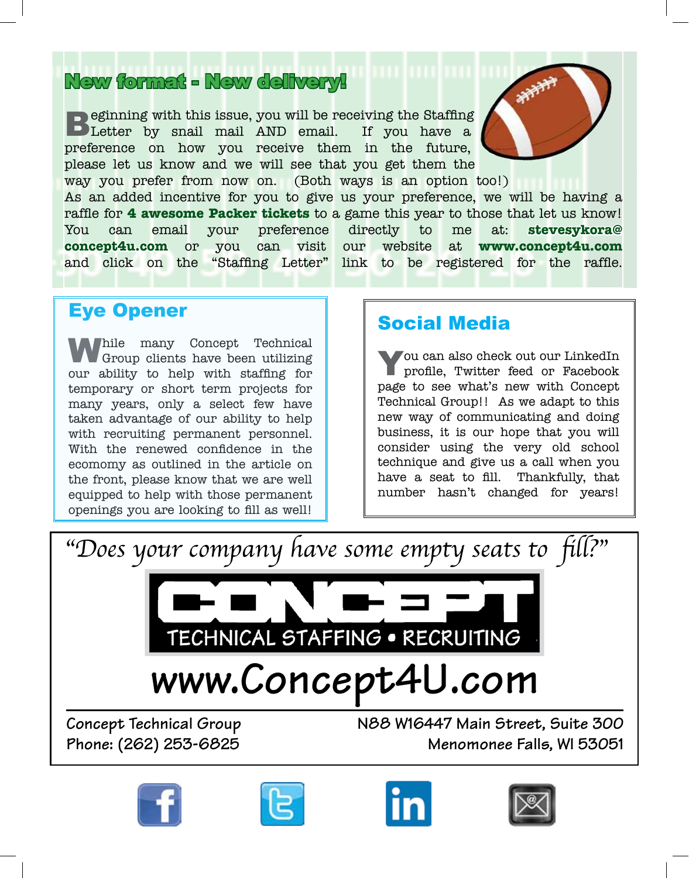## New format - New delivery!

Beginning with this issue, you will be receiving the Staffing Letter by snail mail AND email. If you have a preference on how you receive them in the future, please let us know and we will see that you get them the way you prefer from now on. (Both ways is an option too!) As an added incentive for you to give us your preference, we will be having a raffle for **4 awesome Packer tickets** to a game this year to those that let us know! You can email your preference directly to me at: **stevesykora@concept4u.com** or you can visit our website at **www.concept4u.com** and click on the "Staffing Letter" link to be registered for the raffle.

## Eye Opener

While many Concept Technical Group clients have been utilizing our ability to help with staffing for temporary or short term projects for many years, only a select few have taken advantage of our ability to help with recruiting permanent personnel. With the renewed confidence in the ecomomy as outlined in the article on the front, please know that we are well equipped to help with those permanent openings you are looking to fill as well!

## Social Media

You can also check out our LinkedIn profile, Twitter feed or Facebook page to see what's new with Concept Technical Group!! As we adapt to this new way of communicating and doing business, it is our hope that you will consider using the very old school technique and give us a call when you have a seat to fill. Thankfully, that number hasn't changed for years!

*"Does your company have some empty seats to fill?"*

CONCEPT

TECHNICAL STAFFING • RECRUITING

**www.Concept4U.com**

**Concept Technical Group**
**Phone: (262) 253-6825**

**N88 W16447 Main Street, Suite 300**
**Menomonee Falls, WI 53051**